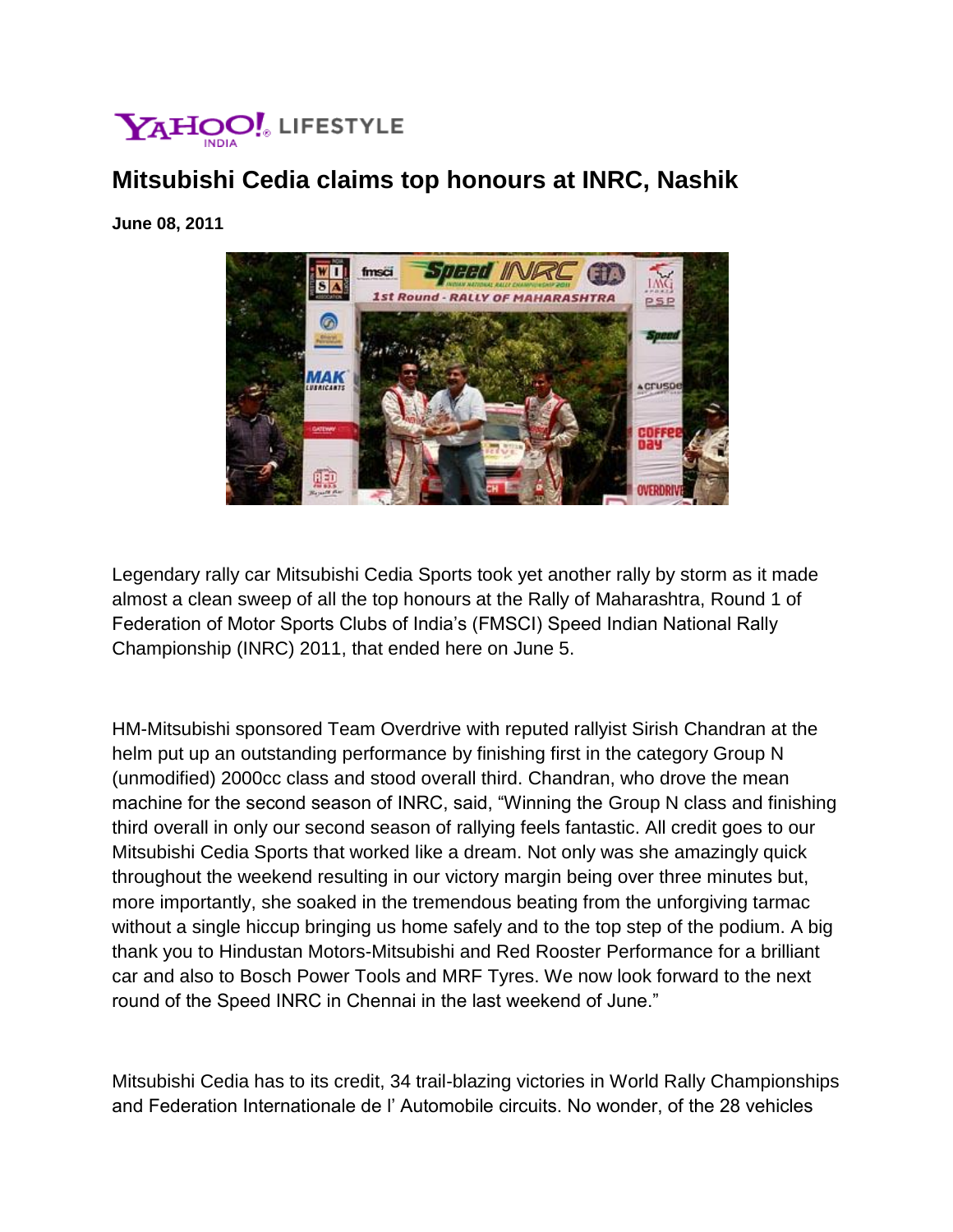YAHOO! INDIA LIFESTYLE

# Mitsubishi Cedia claims top honours at INRC, Nashik

**June 08, 2011**

Legendary rally car Mitsubishi Cedia Sports took yet another rally by storm as it made almost a clean sweep of all the top honours at the Rally of Maharashtra, Round 1 of Federation of Motor Sports Clubs of India's (FMSCI) Speed Indian National Rally Championship (INRC) 2011, that ended here on June 5.

HM-Mitsubishi sponsored Team Overdrive with reputed rallyist Sirish Chandran at the helm put up an outstanding performance by finishing first in the category Group N (unmodified) 2000cc class and stood overall third. Chandran, who drove the mean machine for the second season of INRC, said, "Winning the Group N class and finishing third overall in only our second season of rallying feels fantastic. All credit goes to our Mitsubishi Cedia Sports that worked like a dream. Not only was she amazingly quick throughout the weekend resulting in our victory margin being over three minutes but, more importantly, she soaked in the tremendous beating from the unforgiving tarmac without a single hiccup bringing us home safely and to the top step of the podium. A big thank you to Hindustan Motors-Mitsubishi and Red Rooster Performance for a brilliant car and also to Bosch Power Tools and MRF Tyres. We now look forward to the next round of the Speed INRC in Chennai in the last weekend of June."

Mitsubishi Cedia has to its credit, 34 trail-blazing victories in World Rally Championships and Federation Internationale de l' Automobile circuits. No wonder, of the 28 vehicles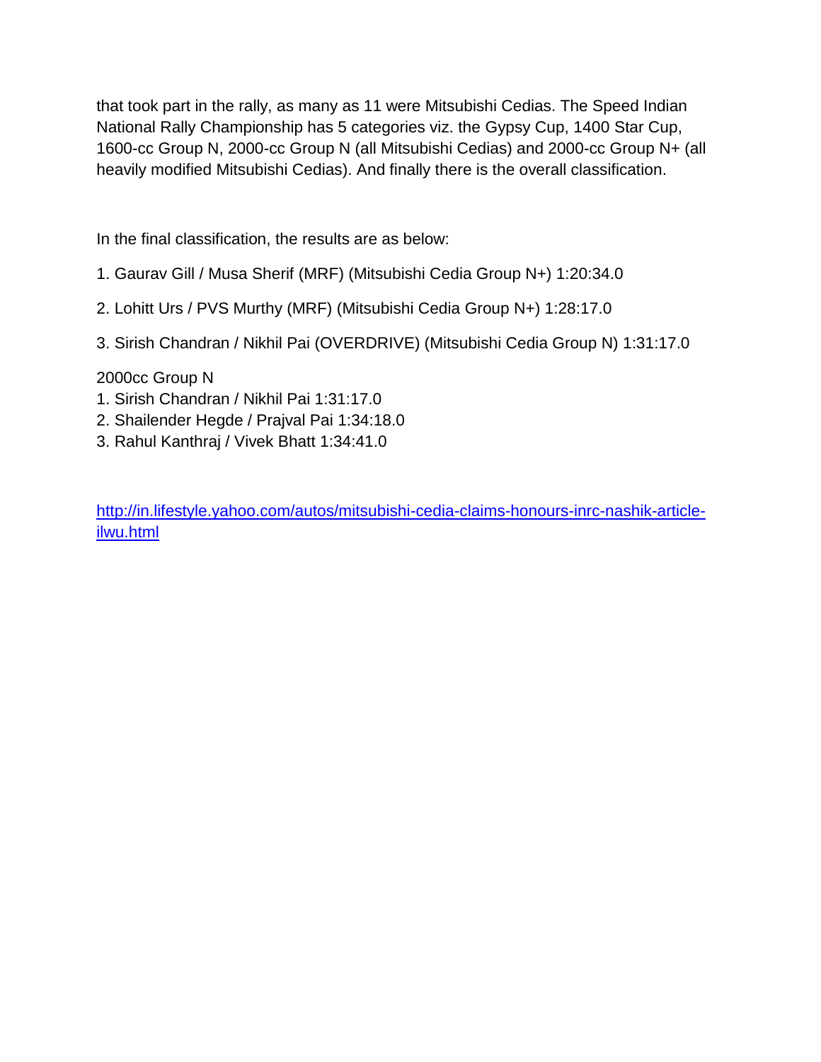that took part in the rally, as many as 11 were Mitsubishi Cedias. The Speed Indian National Rally Championship has 5 categories viz. the Gypsy Cup, 1400 Star Cup, 1600-cc Group N, 2000-cc Group N (all Mitsubishi Cedias) and 2000-cc Group N+ (all heavily modified Mitsubishi Cedias). And finally there is the overall classification.

In the final classification, the results are as below:

1. Gaurav Gill / Musa Sherif (MRF) (Mitsubishi Cedia Group N+) 1:20:34.0

2. Lohitt Urs / PVS Murthy (MRF) (Mitsubishi Cedia Group N+) 1:28:17.0

3. Sirish Chandran / Nikhil Pai (OVERDRIVE) (Mitsubishi Cedia Group N) 1:31:17.0

2000cc Group N
1. Sirish Chandran / Nikhil Pai 1:31:17.0
2. Shailender Hegde / Prajval Pai 1:34:18.0
3. Rahul Kanthraj / Vivek Bhatt 1:34:41.0

[http://in.lifestyle.yahoo.com/autos/mitsubishi-cedia-claims-honours-inrc-nashik-article-ilwu.html](http://in.lifestyle.yahoo.com/autos/mitsubishi-cedia-claims-honours-inrc-nashik-article-ilwu.html)